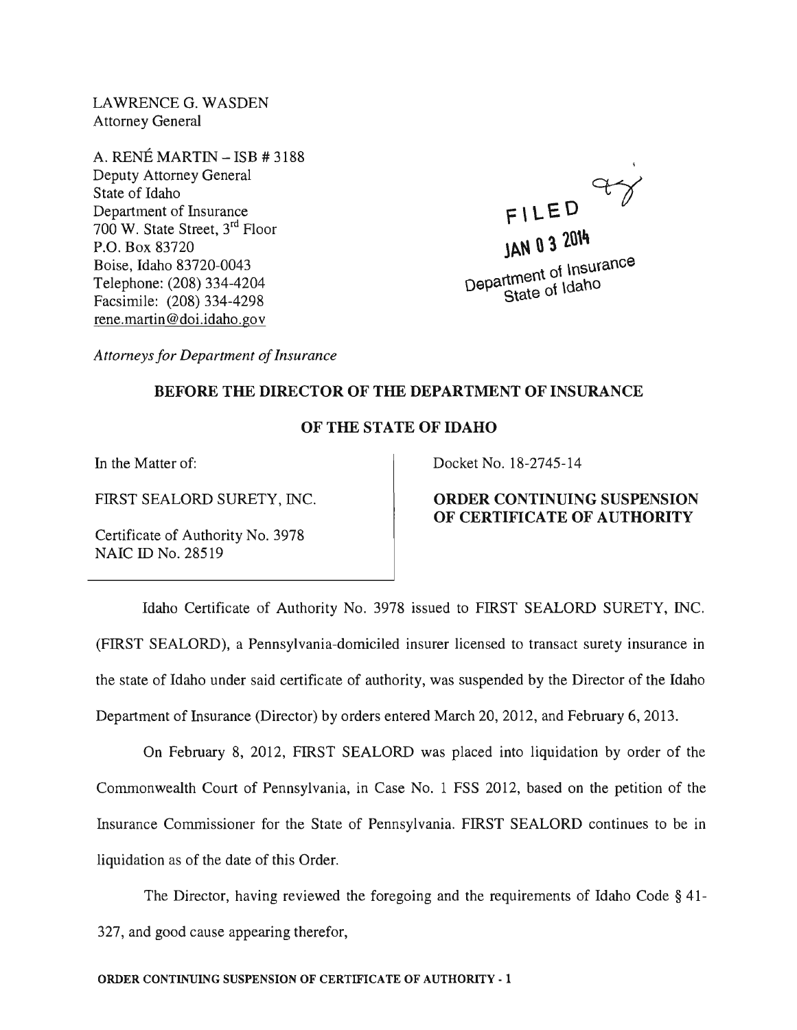LAWRENCE G. WASDEN
Attorney General

A. RENÉ MARTIN – ISB # 3188
Deputy Attorney General
State of Idaho
Department of Insurance
700 W. State Street, 3rd Floor
P.O. Box 83720
Boise, Idaho 83720-0043
Telephone: (208) 334-4204
Facsimile: (208) 334-4298
rene.martin@doi.idaho.gov

FILED
JAN 03 2014
Department of Insurance
State of Idaho

*Attorneys for Department of Insurance*

## BEFORE THE DIRECTOR OF THE DEPARTMENT OF INSURANCE

## OF THE STATE OF IDAHO

In the Matter of:

FIRST SEALORD SURETY, INC.

Certificate of Authority No. 3978
NAIC ID No. 28519

Docket No. 18-2745-14

**ORDER CONTINUING SUSPENSION OF CERTIFICATE OF AUTHORITY**

Idaho Certificate of Authority No. 3978 issued to FIRST SEALORD SURETY, INC. (FIRST SEALORD), a Pennsylvania-domiciled insurer licensed to transact surety insurance in the state of Idaho under said certificate of authority, was suspended by the Director of the Idaho Department of Insurance (Director) by orders entered March 20, 2012, and February 6, 2013.

On February 8, 2012, FIRST SEALORD was placed into liquidation by order of the Commonwealth Court of Pennsylvania, in Case No. 1 FSS 2012, based on the petition of the Insurance Commissioner for the State of Pennsylvania. FIRST SEALORD continues to be in liquidation as of the date of this Order.

The Director, having reviewed the foregoing and the requirements of Idaho Code § 41-327, and good cause appearing therefor,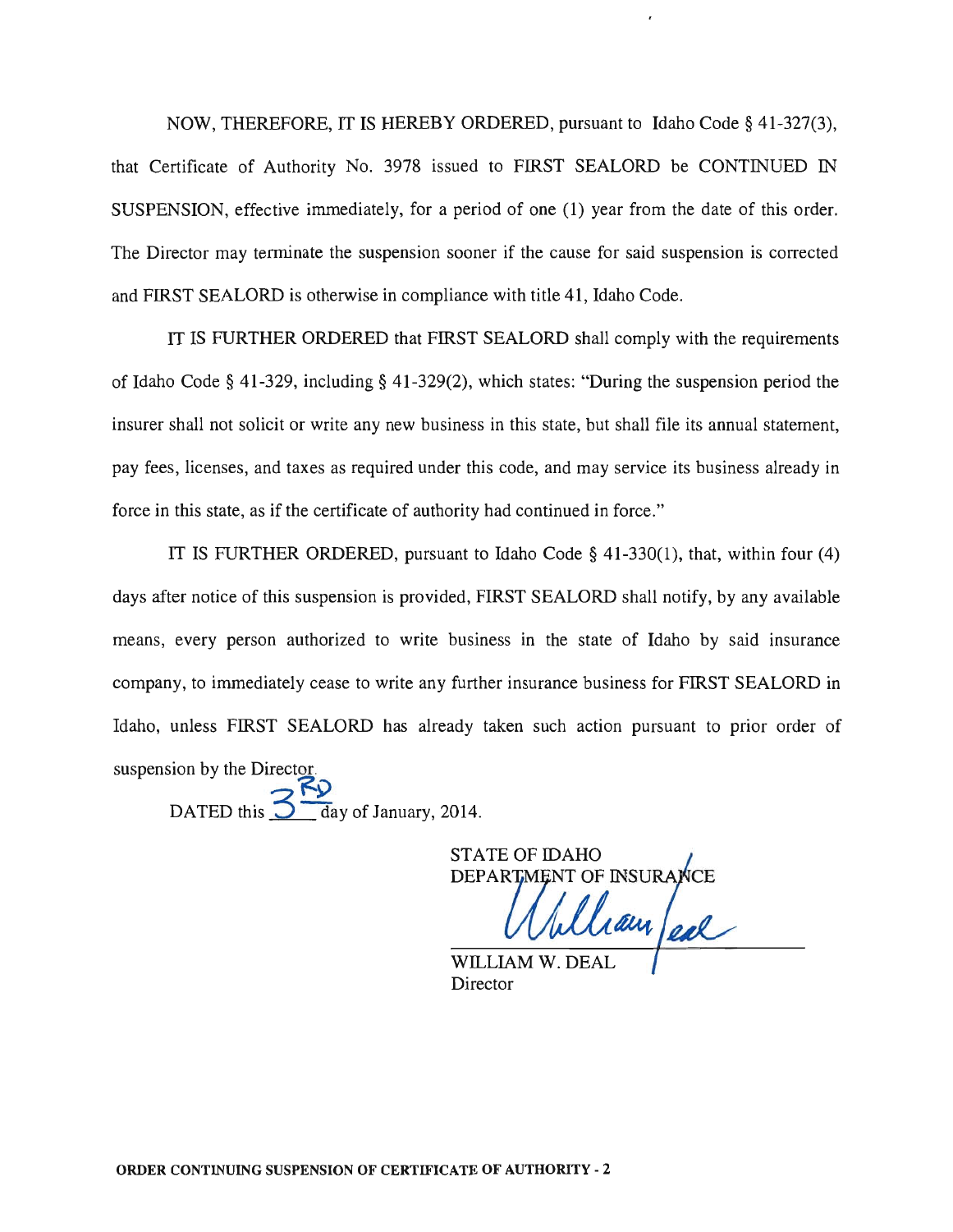NOW, THEREFORE, IT IS HEREBY ORDERED, pursuant to Idaho Code § 41-327(3), that Certificate of Authority No. 3978 issued to FIRST SEALORD be CONTINUED IN SUSPENSION, effective immediately, for a period of one (1) year from the date of this order. The Director may terminate the suspension sooner if the cause for said suspension is corrected and FIRST SEALORD is otherwise in compliance with title 41, Idaho Code.

IT IS FURTHER ORDERED that FIRST SEALORD shall comply with the requirements of Idaho Code § 41-329, including § 41-329(2), which states: "During the suspension period the insurer shall not solicit or write any new business in this state, but shall file its annual statement, pay fees, licenses, and taxes as required under this code, and may service its business already in force in this state, as if the certificate of authority had continued in force."

IT IS FURTHER ORDERED, pursuant to Idaho Code § 41-330(1), that, within four (4) days after notice of this suspension is provided, FIRST SEALORD shall notify, by any available means, every person authorized to write business in the state of Idaho by said insurance company, to immediately cease to write any further insurance business for FIRST SEALORD in Idaho, unless FIRST SEALORD has already taken such action pursuant to prior order of suspension by the Director.

DATED this 3RD day of January, 2014.

STATE OF IDAHO
DEPARTMENT OF INSURANCE

William Deal

WILLIAM W. DEAL
Director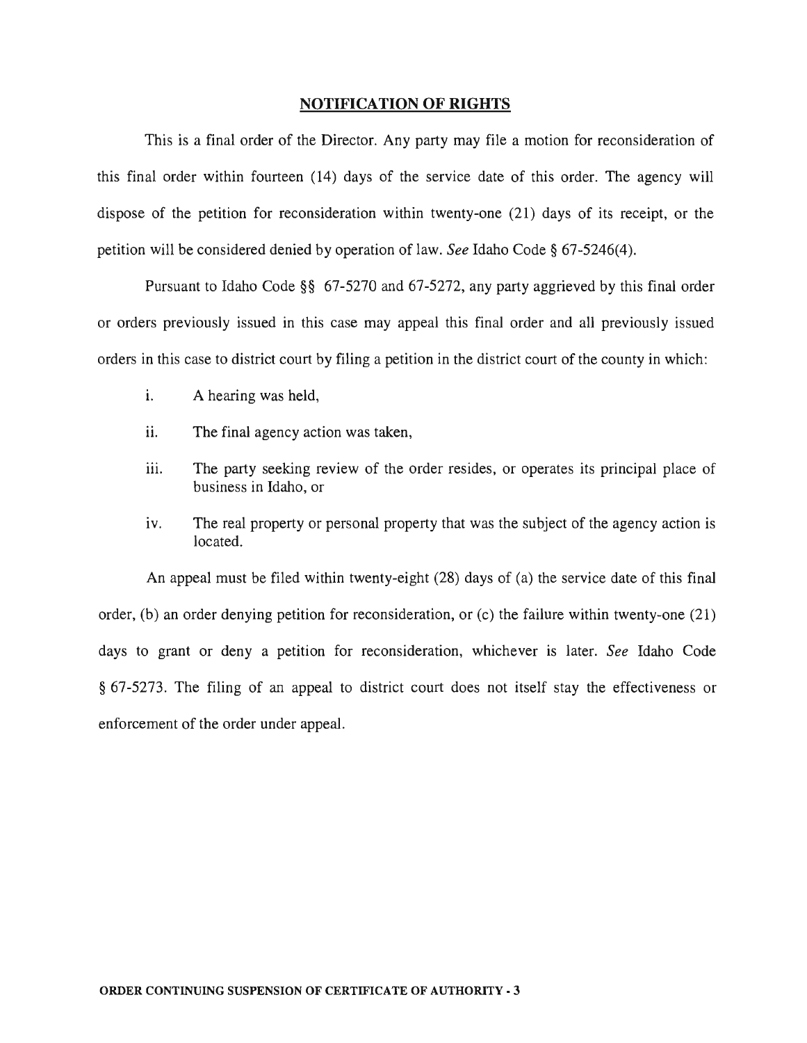## NOTIFICATION OF RIGHTS

This is a final order of the Director. Any party may file a motion for reconsideration of this final order within fourteen (14) days of the service date of this order. The agency will dispose of the petition for reconsideration within twenty-one (21) days of its receipt, or the petition will be considered denied by operation of law. *See* Idaho Code § 67-5246(4).

Pursuant to Idaho Code §§ 67-5270 and 67-5272, any party aggrieved by this final order or orders previously issued in this case may appeal this final order and all previously issued orders in this case to district court by filing a petition in the district court of the county in which:

i. A hearing was held,

ii. The final agency action was taken,

iii. The party seeking review of the order resides, or operates its principal place of business in Idaho, or

iv. The real property or personal property that was the subject of the agency action is located.

An appeal must be filed within twenty-eight (28) days of (a) the service date of this final order, (b) an order denying petition for reconsideration, or (c) the failure within twenty-one (21) days to grant or deny a petition for reconsideration, whichever is later. *See* Idaho Code § 67-5273. The filing of an appeal to district court does not itself stay the effectiveness or enforcement of the order under appeal.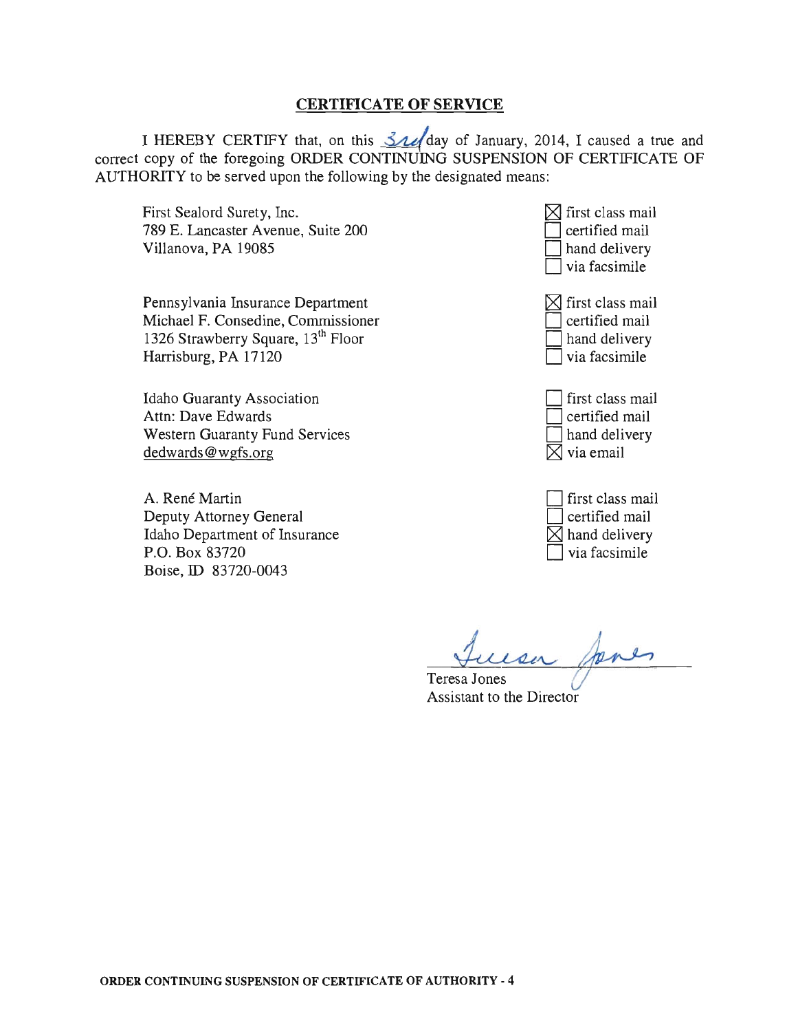## CERTIFICATE OF SERVICE

I HEREBY CERTIFY that, on this 3rd day of January, 2014, I caused a true and correct copy of the foregoing ORDER CONTINUING SUSPENSION OF CERTIFICATE OF AUTHORITY to be served upon the following by the designated means:

| | |
|---|---|
| First Sealord Surety, Inc.<br>789 E. Lancaster Avenue, Suite 200<br>Villanova, PA 19085 | ☒ first class mail<br>☐ certified mail<br>☐ hand delivery<br>☐ via facsimile |
| Pennsylvania Insurance Department<br>Michael F. Consedine, Commissioner<br>1326 Strawberry Square, 13th Floor<br>Harrisburg, PA 17120 | ☒ first class mail<br>☐ certified mail<br>☐ hand delivery<br>☐ via facsimile |
| Idaho Guaranty Association<br>Attn: Dave Edwards<br>Western Guaranty Fund Services<br>dedwards@wgfs.org | ☐ first class mail<br>☐ certified mail<br>☐ hand delivery<br>☒ via email |
| A. René Martin<br>Deputy Attorney General<br>Idaho Department of Insurance<br>P.O. Box 83720<br>Boise, ID 83720-0043 | ☐ first class mail<br>☐ certified mail<br>☒ hand delivery<br>☐ via facsimile |

Teresa Jones
Assistant to the Director